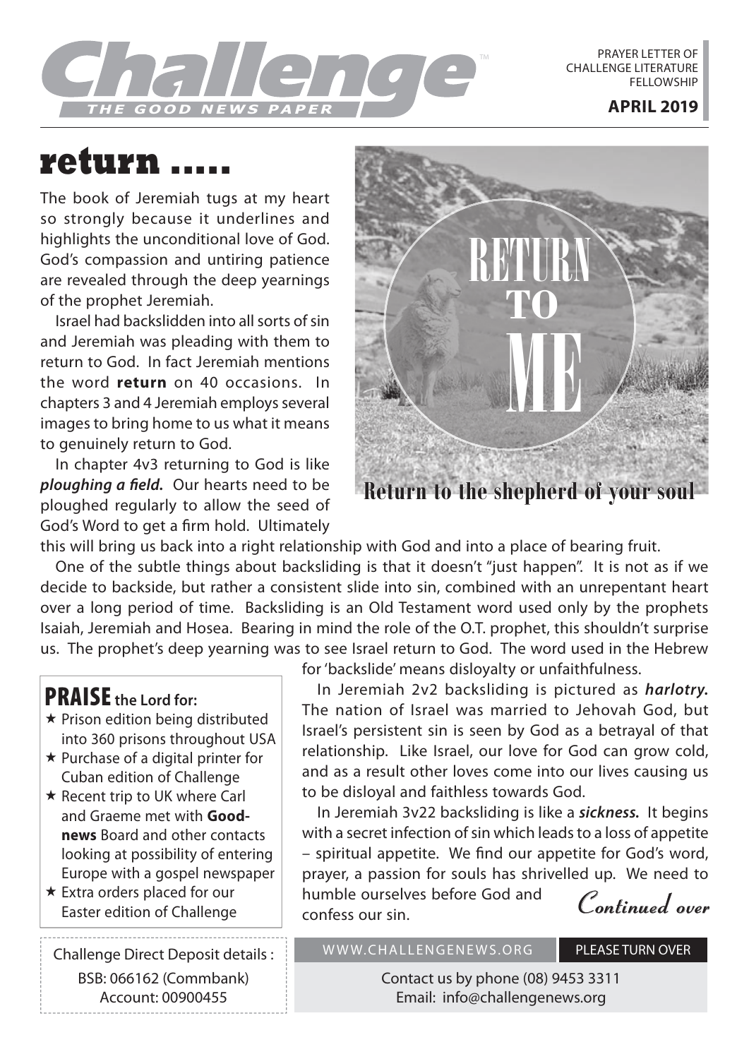# Challenge

THE GOOD NEWS PAPER

PRAYER LETTER OF CHALLENGE LITERATURE FELLOWSHIP

**APRIL 2019**

# return .....

The book of Jeremiah tugs at my heart so strongly because it underlines and highlights the unconditional love of God. God's compassion and untiring patience are revealed through the deep yearnings of the prophet Jeremiah.

Israel had backslidden into all sorts of sin and Jeremiah was pleading with them to return to God. In fact Jeremiah mentions the word **return** on 40 occasions. In chapters 3 and 4 Jeremiah employs several images to bring home to us what it means to genuinely return to God.

In chapter 4v3 returning to God is like ***ploughing a field.*** Our hearts need to be ploughed regularly to allow the seed of God's Word to get a firm hold. Ultimately this will bring us back into a right relationship with God and into a place of bearing fruit.

RETURN TO ME

**Return to the shepherd of your soul**

One of the subtle things about backsliding is that it doesn't "just happen". It is not as if we decide to backside, but rather a consistent slide into sin, combined with an unrepentant heart over a long period of time. Backsliding is an Old Testament word used only by the prophets Isaiah, Jeremiah and Hosea. Bearing in mind the role of the O.T. prophet, this shouldn't surprise us. The prophet's deep yearning was to see Israel return to God. The word used in the Hebrew for 'backslide' means disloyalty or unfaithfulness.

In Jeremiah 2v2 backsliding is pictured as ***harlotry.*** The nation of Israel was married to Jehovah God, but Israel's persistent sin is seen by God as a betrayal of that relationship. Like Israel, our love for God can grow cold, and as a result other loves come into our lives causing us to be disloyal and faithless towards God.

In Jeremiah 3v22 backsliding is like a ***sickness.*** It begins with a secret infection of sin which leads to a loss of appetite – spiritual appetite. We find our appetite for God's word, prayer, a passion for souls has shrivelled up. We need to humble ourselves before God and confess our sin.

*Continued over*

## PRAISE the Lord for:

- ★ Prison edition being distributed into 360 prisons throughout USA
- ★ Purchase of a digital printer for Cuban edition of Challenge
- ★ Recent trip to UK where Carl and Graeme met with **Good-news** Board and other contacts looking at possibility of entering Europe with a gospel newspaper
- ★ Extra orders placed for our Easter edition of Challenge

Challenge Direct Deposit details :
BSB: 066162 (Commbank)
Account: 00900455

WWW.CHALLENGENEWS.ORG — PLEASE TURN OVER

Contact us by phone (08) 9453 3311
Email: info@challengenews.org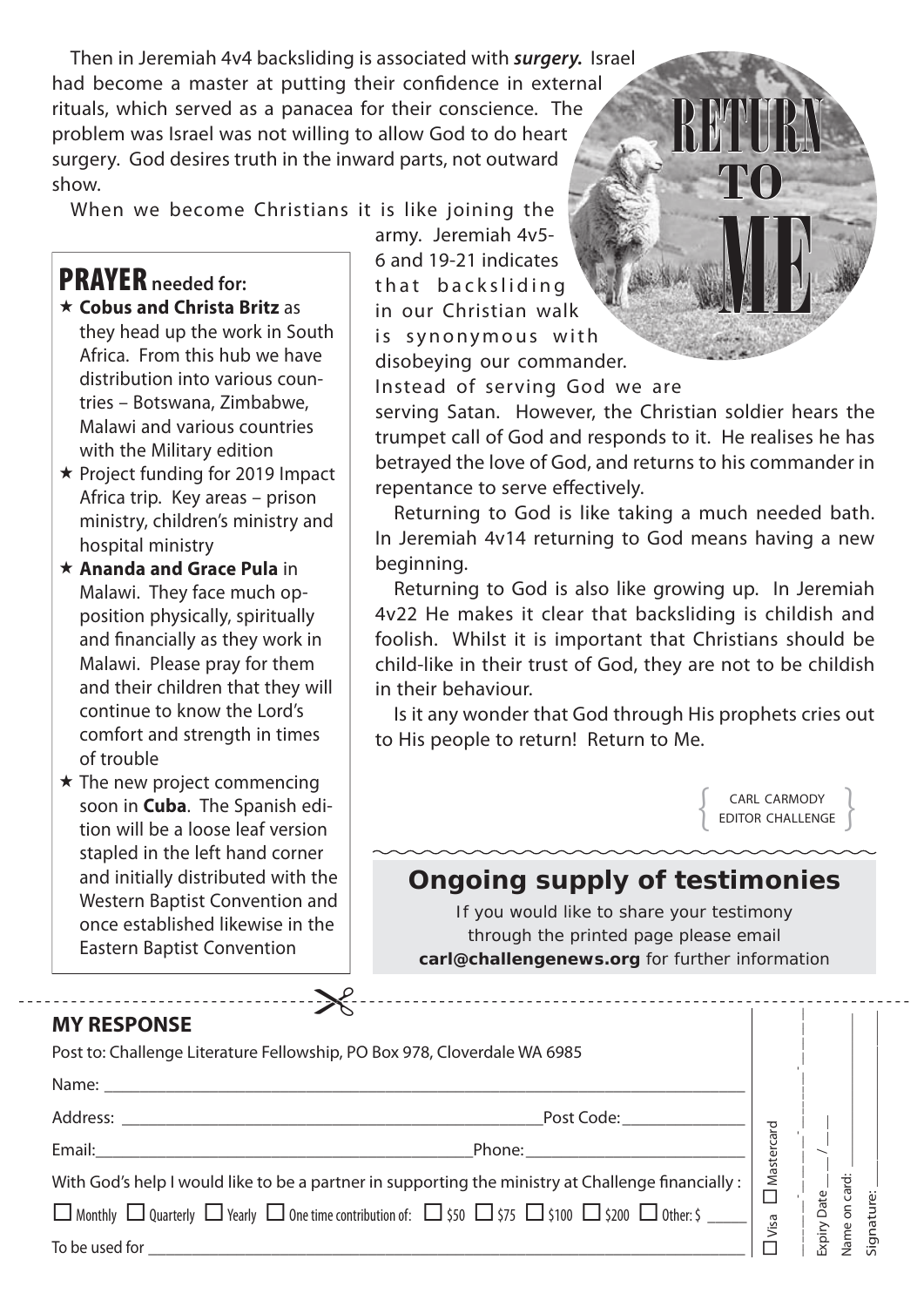Then in Jeremiah 4v4 backsliding is associated with ***surgery.*** Israel had become a master at putting their confidence in external rituals, which served as a panacea for their conscience. The problem was Israel was not willing to allow God to do heart surgery. God desires truth in the inward parts, not outward show.

When we become Christians it is like joining the army. Jeremiah 4v5-6 and 19-21 indicates that backsliding in our Christian walk is synonymous with disobeying our commander. Instead of serving God we are serving Satan. However, the Christian soldier hears the trumpet call of God and responds to it. He realises he has betrayed the love of God, and returns to his commander in repentance to serve effectively.

Returning to God is like taking a much needed bath. In Jeremiah 4v14 returning to God means having a new beginning.

Returning to God is also like growing up. In Jeremiah 4v22 He makes it clear that backsliding is childish and foolish. Whilst it is important that Christians should be child-like in their trust of God, they are not to be childish in their behaviour.

Is it any wonder that God through His prophets cries out to His people to return! Return to Me.

RETURN TO ME

CARL CARMODY
EDITOR CHALLENGE

## PRAYER needed for:

- **Cobus and Christa Britz** as they head up the work in South Africa. From this hub we have distribution into various countries – Botswana, Zimbabwe, Malawi and various countries with the Military edition
- Project funding for 2019 Impact Africa trip. Key areas – prison ministry, children's ministry and hospital ministry
- **Ananda and Grace Pula** in Malawi. They face much opposition physically, spiritually and financially as they work in Malawi. Please pray for them and their children that they will continue to know the Lord's comfort and strength in times of trouble
- The new project commencing soon in **Cuba**. The Spanish edition will be a loose leaf version stapled in the left hand corner and initially distributed with the Western Baptist Convention and once established likewise in the Eastern Baptist Convention

## Ongoing supply of testimonies

If you would like to share your testimony through the printed page please email **carl@challengenews.org** for further information

## MY RESPONSE

Post to: Challenge Literature Fellowship, PO Box 978, Cloverdale WA 6985

Name: ______________________________

Address: ______________________________ Post Code: ______________

Email: ______________________________ Phone: ______________

With God's help I would like to be a partner in supporting the ministry at Challenge financially :

☐ Monthly ☐ Quarterly ☐ Yearly ☐ One time contribution of: ☐ $50 ☐ $75 ☐ $100 ☐ $200 ☐ Other: $ _____

To be used for ______________________________

☐ Visa ☐ Mastercard

____ - ____ - ____ - ____

Expiry Date __ __ / __ __

Name on card: ______________

Signature: ______________